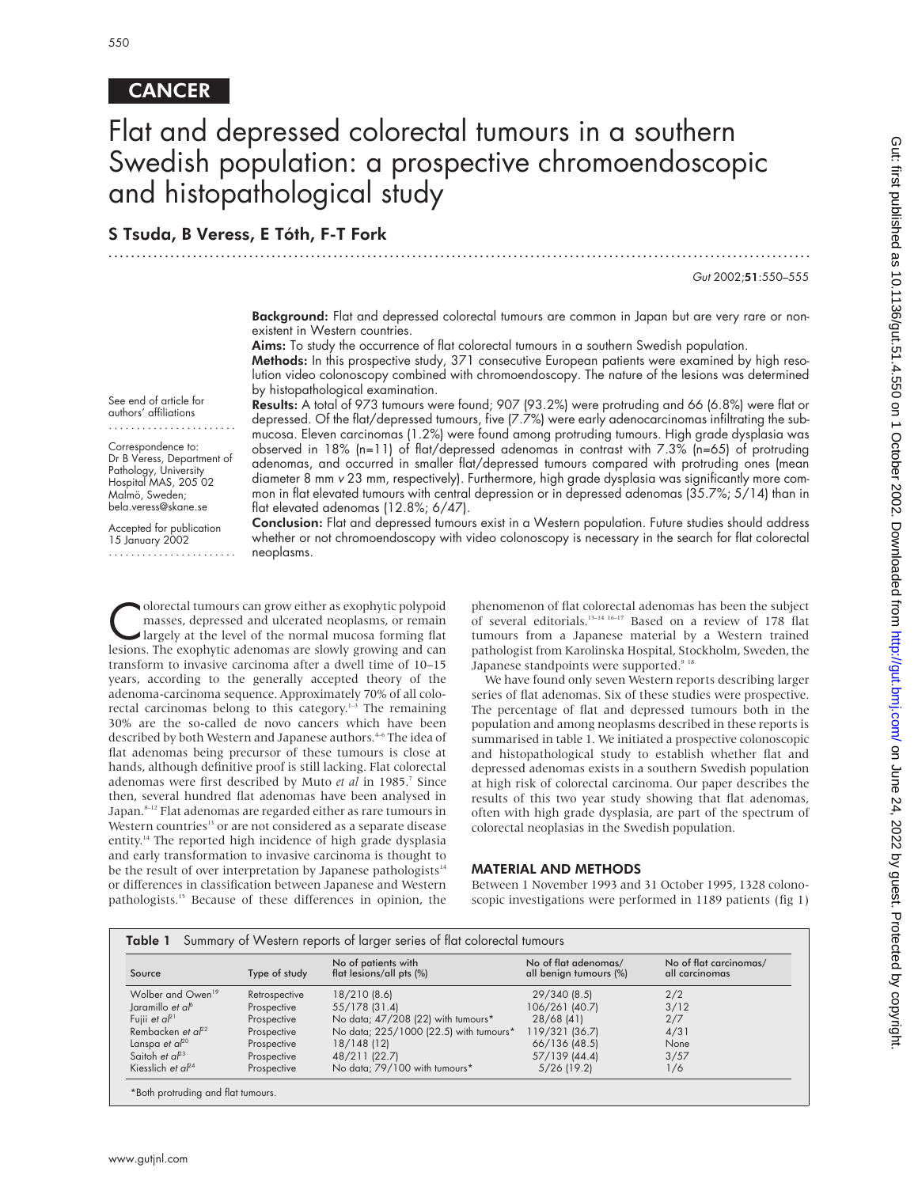CANCER

# Flat and depressed colorectal tumours in a southern Swedish population: a prospective chromoendoscopic and histopathological study

**S Tsuda, B Veress, E Tóth, F-T Fork**

See end of article for authors' affiliations

Correspondence to: Dr B Veress, Department of Pathology, University Hospital MAS, 205 02 Malmö, Sweden; bela.veress@skane.se

Accepted for publication 15 January 2002

**Background:** Flat and depressed colorectal tumours are common in Japan but are very rare or non-existent in Western countries.

**Aims:** To study the occurrence of flat colorectal tumours in a southern Swedish population.

**Methods:** In this prospective study, 371 consecutive European patients were examined by high resolution video colonoscopy combined with chromoendoscopy. The nature of the lesions was determined by histopathological examination.

**Results:** A total of 973 tumours were found; 907 (93.2%) were protruding and 66 (6.8%) were flat or depressed. Of the flat/depressed tumours, five (7.7%) were early adenocarcinomas infiltrating the submucosa. Eleven carcinomas (1.2%) were found among protruding tumours. High grade dysplasia was observed in 18% (n=11) of flat/depressed adenomas in contrast with 7.3% (n=65) of protruding adenomas, and occurred in smaller flat/depressed tumours compared with protruding ones (mean diameter 8 mm *v* 23 mm, respectively). Furthermore, high grade dysplasia was significantly more common in flat elevated tumours with central depression or in depressed adenomas (35.7%; 5/14) than in flat elevated adenomas (12.8%; 6/47).

**Conclusion:** Flat and depressed tumours exist in a Western population. Future studies should address whether or not chromoendoscopy with video colonoscopy is necessary in the search for flat colorectal neoplasms.

Colorectal tumours can grow either as exophytic polypoid masses, depressed and ulcerated neoplasms, or remain largely at the level of the normal mucosa forming flat lesions. The exophytic adenomas are slowly growing and can transform to invasive carcinoma after a dwell time of 10–15 years, according to the generally accepted theory of the adenoma-carcinoma sequence. Approximately 70% of all colorectal carcinomas belong to this category.[1–3] The remaining 30% are the so-called de novo cancers which have been described by both Western and Japanese authors.[4–6] The idea of flat adenomas being precursor of these tumours is close at hands, although definitive proof is still lacking. Flat colorectal adenomas were first described by Muto *et al* in 1985.[7] Since then, several hundred flat adenomas have been analysed in Japan.[8–12] Flat adenomas are regarded either as rare tumours in Western countries[13] or are not considered as a separate disease entity.[14] The reported high incidence of high grade dysplasia and early transformation to invasive carcinoma is thought to be the result of over interpretation by Japanese pathologists[14] or differences in classification between Japanese and Western pathologists.[15] Because of these differences in opinion, the phenomenon of flat colorectal adenomas has been the subject of several editorials.[13–14 16–17] Based on a review of 178 flat tumours from a Japanese material by a Western trained pathologist from Karolinska Hospital, Stockholm, Sweden, the Japanese standpoints were supported.[9 18]

We have found only seven Western reports describing larger series of flat adenomas. Six of these studies were prospective. The percentage of flat and depressed tumours both in the population and among neoplasms described in these reports is summarised in table 1. We initiated a prospective colonoscopic and histopathological study to establish whether flat and depressed adenomas exists in a southern Swedish population at high risk of colorectal carcinoma. Our paper describes the results of this two year study showing that flat adenomas, often with high grade dysplasia, are part of the spectrum of colorectal neoplasias in the Swedish population.

## MATERIAL AND METHODS

Between 1 November 1993 and 31 October 1995, 1328 colonoscopic investigations were performed in 1189 patients (fig 1)

**Table 1** Summary of Western reports of larger series of flat colorectal tumours

| Source | Type of study | No of patients with flat lesions/all pts (%) | No of flat adenomas/ all benign tumours (%) | No of flat carcinomas/ all carcinomas |
|---|---|---|---|---|
| Wolber and Owen[19] | Retrospective | 18/210 (8.6) | 29/340 (8.5) | 2/2 |
| Jaramillo *et al*[6] | Prospective | 55/178 (31.4) | 106/261 (40.7) | 3/12 |
| Fujii *et al*[21] | Prospective | No data; 47/208 (22) with tumours* | 28/68 (41) | 2/7 |
| Rembacken *et al*[22] | Prospective | No data; 225/1000 (22.5) with tumours* | 119/321 (36.7) | 4/31 |
| Lanspa *et al*[20] | Prospective | 18/148 (12) | 66/136 (48.5) | None |
| Saitoh *et al*[23] | Prospective | 48/211 (22.7) | 57/139 (44.4) | 3/57 |
| Kiesslich *et al*[24] | Prospective | No data; 79/100 with tumours* | 5/26 (19.2) | 1/6 |

*Both protruding and flat tumours.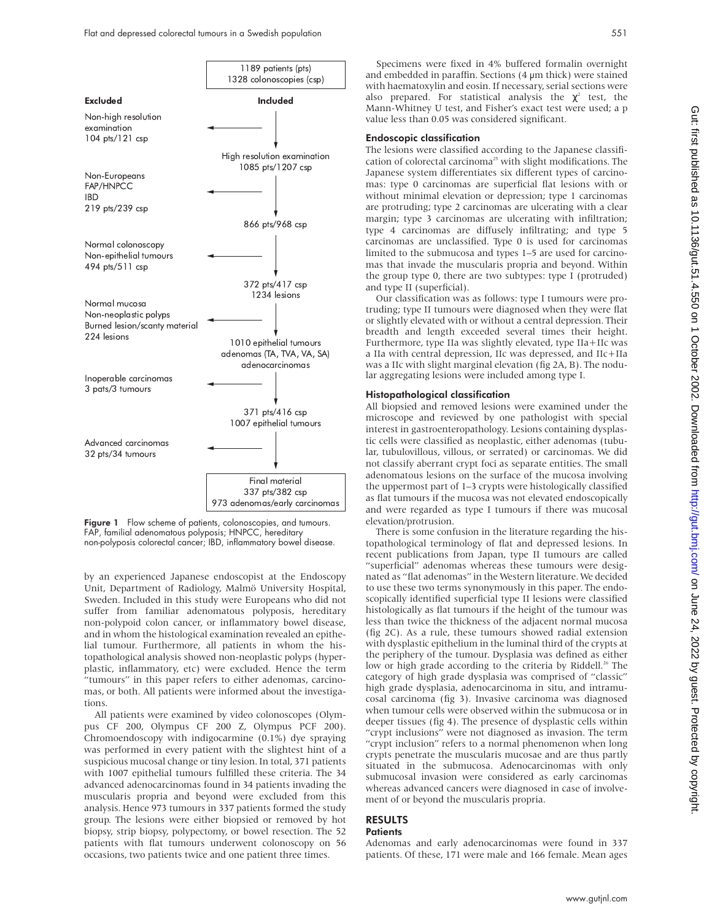1189 patients (pts)
1328 colonoscopies (csp)

| Excluded | Included |
|---|---|
| Non-high resolution examination 104 pts/121 csp | High resolution examination 1085 pts/1207 csp |
| Non-Europeans FAP/HNPCC IBD 219 pts/239 csp | 866 pts/968 csp |
| Normal colonoscopy Non-epithelial tumours 494 pts/511 csp | 372 pts/417 csp 1234 lesions |
| Normal mucosa Non-neoplastic polyps Burned lesion/scanty material 224 lesions | 1010 epithelial tumours adenomas (TA, TVA, VA, SA) adenocarcinomas |
| Inoperable carcinomas 3 pats/3 tumours | 371 pts/416 csp 1007 epithelial tumours |
| Advanced carcinomas 32 pts/34 tumours | Final material 337 pts/382 csp 973 adenomas/early carcinomas |

**Figure 1** Flow scheme of patients, colonoscopies, and tumours. FAP, familial adenomatous polyposis; HNPCC, hereditary non-polyposis colorectal cancer; IBD, inflammatory bowel disease.

by an experienced Japanese endoscopist at the Endoscopy Unit, Department of Radiology, Malmö University Hospital, Sweden. Included in this study were Europeans who did not suffer from familiar adenomatous polyposis, hereditary non-polypoid colon cancer, or inflammatory bowel disease, and in whom the histological examination revealed an epithelial tumour. Furthermore, all patients in whom the histopathological analysis showed non-neoplastic polyps (hyperplastic, inflammatory, etc) were excluded. Hence the term "tumours" in this paper refers to either adenomas, carcinomas, or both. All patients were informed about the investigations.

All patients were examined by video colonoscopes (Olympus CF 200, Olympus CF 200 Z, Olympus PCF 200). Chromoendoscopy with indigocarmine (0.1%) dye spraying was performed in every patient with the slightest hint of a suspicious mucosal change or tiny lesion. In total, 371 patients with 1007 epithelial tumours fulfilled these criteria. The 34 advanced adenocarcinomas found in 34 patients invading the muscularis propria and beyond were excluded from this analysis. Hence 973 tumours in 337 patients formed the study group. The lesions were either biopsied or removed by hot biopsy, strip biopsy, polypectomy, or bowel resection. The 52 patients with flat tumours underwent colonoscopy on 56 occasions, two patients twice and one patient three times.

Specimens were fixed in 4% buffered formalin overnight and embedded in paraffin. Sections (4 μm thick) were stained with haematoxylin and eosin. If necessary, serial sections were also prepared. For statistical analysis the $\chi^2$ test, the Mann-Whitney U test, and Fisher's exact test were used; a p value less than 0.05 was considered significant.

### Endoscopic classification

The lesions were classified according to the Japanese classification of colorectal carcinoma[25] with slight modifications. The Japanese system differentiates six different types of carcinomas: type 0 carcinomas are superficial flat lesions with or without minimal elevation or depression; type 1 carcinomas are protruding; type 2 carcinomas are ulcerating with a clear margin; type 3 carcinomas are ulcerating with infiltration; type 4 carcinomas are diffusely infiltrating; and type 5 carcinomas are unclassified. Type 0 is used for carcinomas limited to the submucosa and types 1–5 are used for carcinomas that invade the muscularis propria and beyond. Within the group type 0, there are two subtypes: type I (protruded) and type II (superficial).

Our classification was as follows: type I tumours were protruding; type II tumours were diagnosed when they were flat or slightly elevated with or without a central depression. Their breadth and length exceeded several times their height. Furthermore, type IIa was slightly elevated, type IIa+IIc was a IIa with central depression, IIc was depressed, and IIc+IIa was a IIc with slight marginal elevation (fig 2A, B). The nodular aggregating lesions were included among type I.

### Histopathological classification

All biopsied and removed lesions were examined under the microscope and reviewed by one pathologist with special interest in gastroenteropathology. Lesions containing dysplastic cells were classified as neoplastic, either adenomas (tubular, tubulovillous, villous, or serrated) or carcinomas. We did not classify aberrant crypt foci as separate entities. The small adenomatous lesions on the surface of the mucosa involving the uppermost part of 1–3 crypts were histologically classified as flat tumours if the mucosa was not elevated endoscopically and were regarded as type I tumours if there was mucosal elevation/protrusion.

There is some confusion in the literature regarding the histopathological terminology of flat and depressed lesions. In recent publications from Japan, type II tumours are called "superficial" adenomas whereas these tumours were designated as "flat adenomas" in the Western literature. We decided to use these two terms synonymously in this paper. The endoscopically identified superficial type II lesions were classified histologically as flat tumours if the height of the tumour was less than twice the thickness of the adjacent normal mucosa (fig 2C). As a rule, these tumours showed radial extension with dysplastic epithelium in the luminal third of the crypts at the periphery of the tumour. Dysplasia was defined as either low or high grade according to the criteria by Riddell.[26] The category of high grade dysplasia was comprised of "classic" high grade dysplasia, adenocarcinoma in situ, and intramucosal carcinoma (fig 3). Invasive carcinoma was diagnosed when tumour cells were observed within the submucosa or in deeper tissues (fig 4). The presence of dysplastic cells within "crypt inclusions" were not diagnosed as invasion. The term "crypt inclusion" refers to a normal phenomenon when long crypts penetrate the muscularis mucosae and are thus partly situated in the submucosa. Adenocarcinomas with only submucosal invasion were considered as early carcinomas whereas advanced cancers were diagnosed in case of involvement of or beyond the muscularis propria.

## RESULTS

### Patients

Adenomas and early adenocarcinomas were found in 337 patients. Of these, 171 were male and 166 female. Mean ages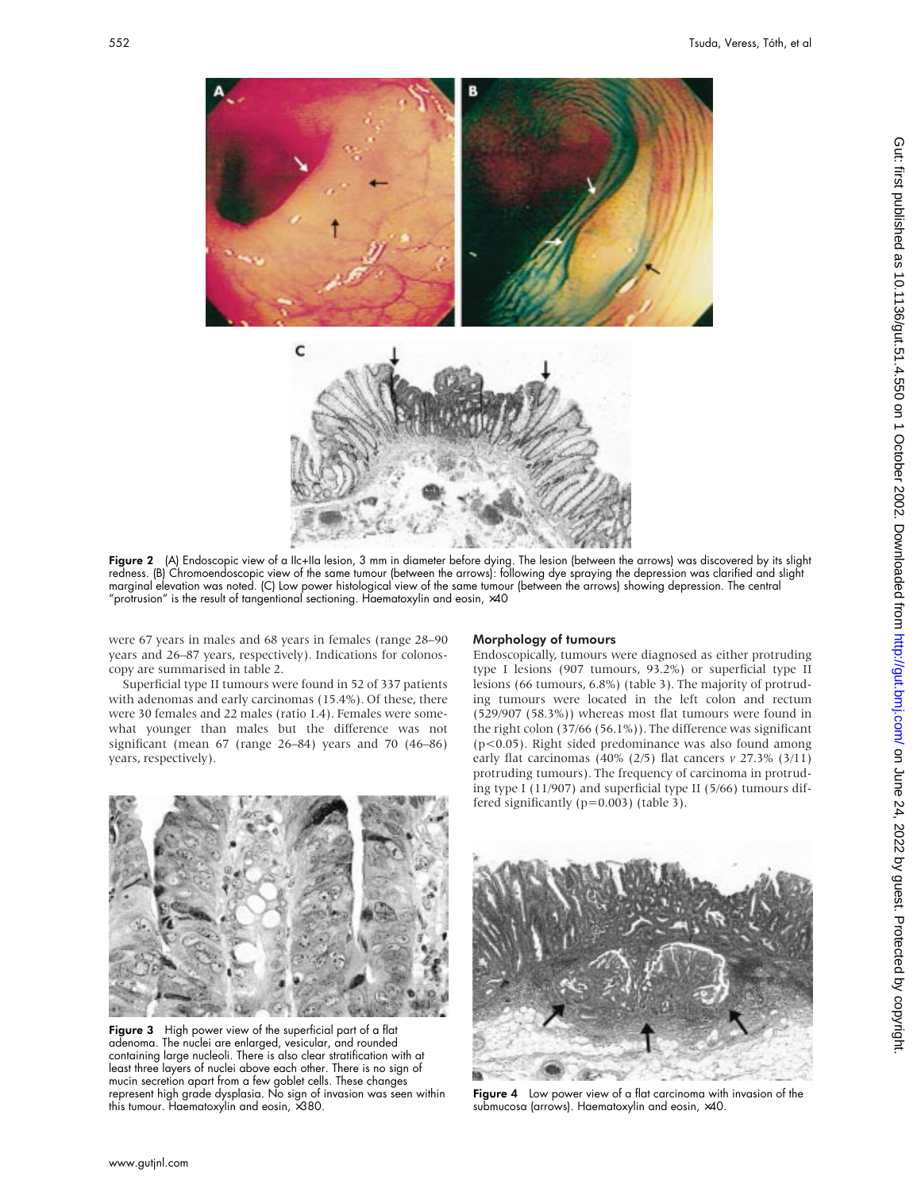Figure 2 (A) Endoscopic view of a IIc+IIa lesion, 3 mm in diameter before dying. The lesion (between the arrows) was discovered by its slight redness. (B) Chromoendoscopic view of the same tumour (between the arrows): following dye spraying the depression was clarified and slight marginal elevation was noted. (C) Low power histological view of the same tumour (between the arrows) showing depression. The central "protrusion" is the result of tangential sectioning. Haematoxylin and eosin, ×40

were 67 years in males and 68 years in females (range 28–90 years and 26–87 years, respectively). Indications for colonoscopy are summarised in table 2.

Superficial type II tumours were found in 52 of 337 patients with adenomas and early carcinomas (15.4%). Of these, there were 30 females and 22 males (ratio 1.4). Females were somewhat younger than males but the difference was not significant (mean 67 (range 26–84) years and 70 (46–86) years, respectively).

Figure 3 High power view of the superficial part of a flat adenoma. The nuclei are enlarged, vesicular, and rounded containing large nucleoli. There is also clear stratification with at least three layers of nuclei above each other. There is no sign of mucin secretion apart from a few goblet cells. These changes represent high grade dysplasia. No sign of invasion was seen within this tumour. Haematoxylin and eosin, ×380.

## Morphology of tumours

Endoscopically, tumours were diagnosed as either protruding type I lesions (907 tumours, 93.2%) or superficial type II lesions (66 tumours, 6.8%) (table 3). The majority of protruding tumours were located in the left colon and rectum (529/907 (58.3%)) whereas most flat tumours were found in the right colon (37/66 (56.1%)). The difference was significant ($p<0.05$). Right sided predominance was also found among early flat carcinomas (40% (2/5) flat cancers *v* 27.3% (3/11) protruding tumours). The frequency of carcinoma in protruding type I (11/907) and superficial type II (5/66) tumours differed significantly ($p=0.003$) (table 3).

Figure 4 Low power view of a flat carcinoma with invasion of the submucosa (arrows). Haematoxylin and eosin, ×40.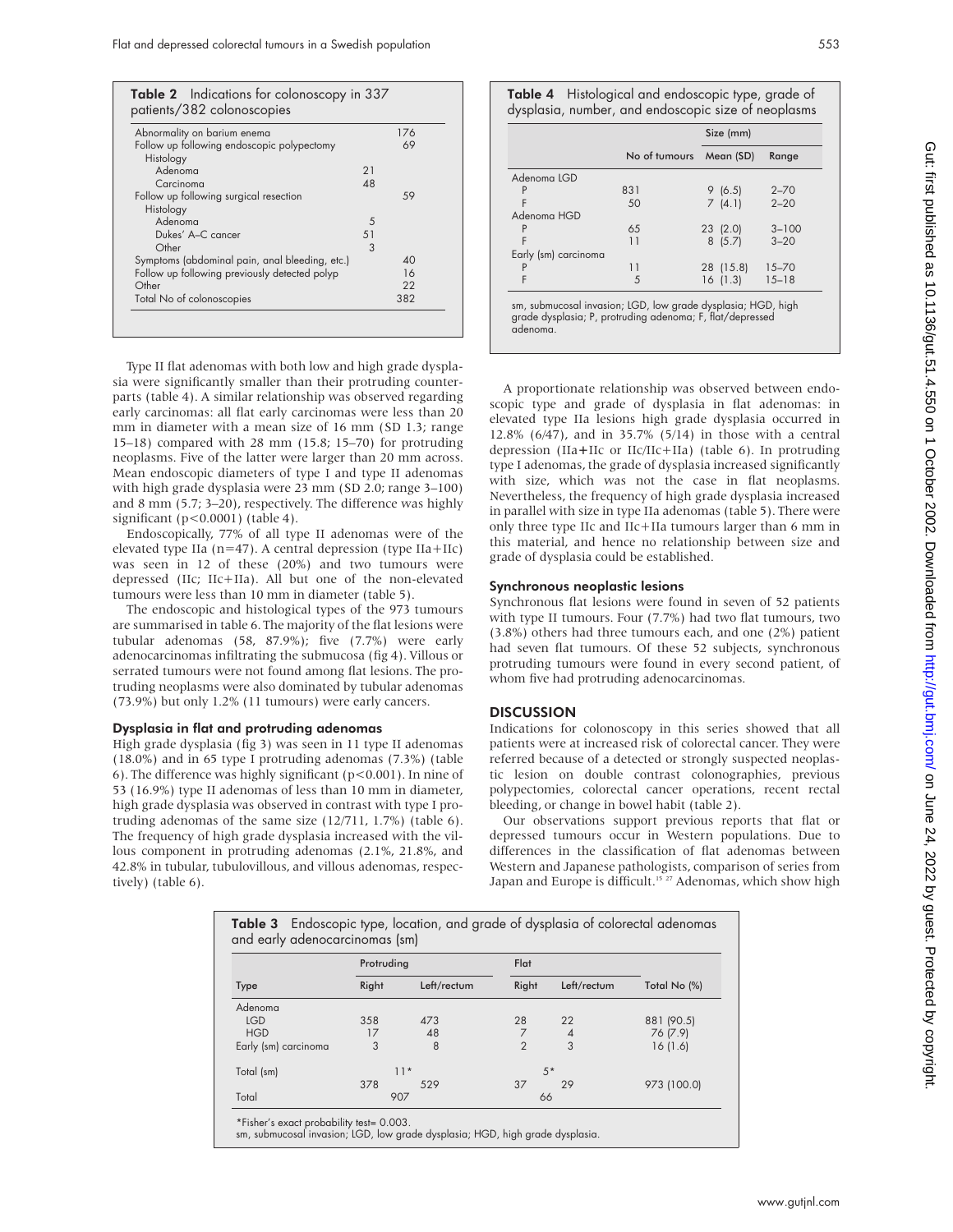**Table 2** Indications for colonoscopy in 337 patients/382 colonoscopies

| | | |
|---|---|---|
| Abnormality on barium enema | | 176 |
| Follow up following endoscopic polypectomy | | 69 |
| Histology | | |
| Adenoma | 21 | |
| Carcinoma | 48 | |
| Follow up following surgical resection | | 59 |
| Histology | | |
| Adenoma | 5 | |
| Dukes' A–C cancer | 51 | |
| Other | 3 | |
| Symptoms (abdominal pain, anal bleeding, etc.) | | 40 |
| Follow up following previously detected polyp | | 16 |
| Other | | 22 |
| Total No of colonoscopies | | 382 |

Type II flat adenomas with both low and high grade dysplasia were significantly smaller than their protruding counterparts (table 4). A similar relationship was observed regarding early carcinomas: all flat early carcinomas were less than 20 mm in diameter with a mean size of 16 mm (SD 1.3; range 15–18) compared with 28 mm (15.8; 15–70) for protruding neoplasms. Five of the latter were larger than 20 mm across. Mean endoscopic diameters of type I and type II adenomas with high grade dysplasia were 23 mm (SD 2.0; range 3–100) and 8 mm (5.7; 3–20), respectively. The difference was highly significant ($p<0.0001$) (table 4).

Endoscopically, 77% of all type II adenomas were of the elevated type IIa (n=47). A central depression (type IIa+IIc) was seen in 12 of these (20%) and two tumours were depressed (IIc; IIc+IIa). All but one of the non-elevated tumours were less than 10 mm in diameter (table 5).

The endoscopic and histological types of the 973 tumours are summarised in table 6. The majority of the flat lesions were tubular adenomas (58, 87.9%); five (7.7%) were early adenocarcinomas infiltrating the submucosa (fig 4). Villous or serrated tumours were not found among flat lesions. The protruding neoplasms were also dominated by tubular adenomas (73.9%) but only 1.2% (11 tumours) were early cancers.

### Dysplasia in flat and protruding adenomas

High grade dysplasia (fig 3) was seen in 11 type II adenomas (18.0%) and in 65 type I protruding adenomas (7.3%) (table 6). The difference was highly significant ($p<0.001$). In nine of 53 (16.9%) type II adenomas of less than 10 mm in diameter, high grade dysplasia was observed in contrast with type I protruding adenomas of the same size (12/711, 1.7%) (table 6). The frequency of high grade dysplasia increased with the villous component in protruding adenomas (2.1%, 21.8%, and 42.8% in tubular, tubulovillous, and villous adenomas, respectively) (table 6).

**Table 4** Histological and endoscopic type, grade of dysplasia, number, and endoscopic size of neoplasms

| | No of tumours | Size (mm) Mean (SD) | Range |
|---|---|---|---|
| Adenoma LGD | | | |
| P | 831 | 9 (6.5) | 2–70 |
| F | 50 | 7 (4.1) | 2–20 |
| Adenoma HGD | | | |
| P | 65 | 23 (2.0) | 3–100 |
| F | 11 | 8 (5.7) | 3–20 |
| Early (sm) carcinoma | | | |
| P | 11 | 28 (15.8) | 15–70 |
| F | 5 | 16 (1.3) | 15–18 |

sm, submucosal invasion; LGD, low grade dysplasia; HGD, high grade dysplasia; P, protruding adenoma; F, flat/depressed adenoma.

A proportionate relationship was observed between endoscopic type and grade of dysplasia in flat adenomas: in elevated type IIa lesions high grade dysplasia occurred in 12.8% (6/47), and in 35.7% (5/14) in those with a central depression (IIa+IIc or IIc/IIc+IIa) (table 6). In protruding type I adenomas, the grade of dysplasia increased significantly with size, which was not the case in flat neoplasms. Nevertheless, the frequency of high grade dysplasia increased in parallel with size in type IIa adenomas (table 5). There were only three type IIc and IIc+IIa tumours larger than 6 mm in this material, and hence no relationship between size and grade of dysplasia could be established.

### Synchronous neoplastic lesions

Synchronous flat lesions were found in seven of 52 patients with type II tumours. Four (7.7%) had two flat tumours, two (3.8%) others had three tumours each, and one (2%) patient had seven flat tumours. Of these 52 subjects, synchronous protruding tumours were found in every second patient, of whom five had protruding adenocarcinomas.

## DISCUSSION

Indications for colonoscopy in this series showed that all patients were at increased risk of colorectal cancer. They were referred because of a detected or strongly suspected neoplastic lesion on double contrast colonographies, previous polypectomies, colorectal cancer operations, recent rectal bleeding, or change in bowel habit (table 2).

Our observations support previous reports that flat or depressed tumours occur in Western populations. Due to differences in the classification of flat adenomas between Western and Japanese pathologists, comparison of series from Japan and Europe is difficult.[15,27] Adenomas, which show high

**Table 3** Endoscopic type, location, and grade of dysplasia of colorectal adenomas and early adenocarcinomas (sm)

| | Protruding | | Flat | | |
|---|---|---|---|---|---|
| Type | Right | Left/rectum | Right | Left/rectum | Total No (%) |
| Adenoma | | | | | |
| LGD | 358 | 473 | 28 | 22 | 881 (90.5) |
| HGD | 17 | 48 | 7 | 4 | 76 (7.9) |
| Early (sm) carcinoma | 3 | 8 | 2 | 3 | 16 (1.6) |
| Total (sm) | 11* | | 5* | | |
| | 378 | 529 | 37 | 29 | 973 (100.0) |
| Total | 907 | | 66 | | |

*Fisher's exact probability test= 0.003.
sm, submucosal invasion; LGD, low grade dysplasia; HGD, high grade dysplasia.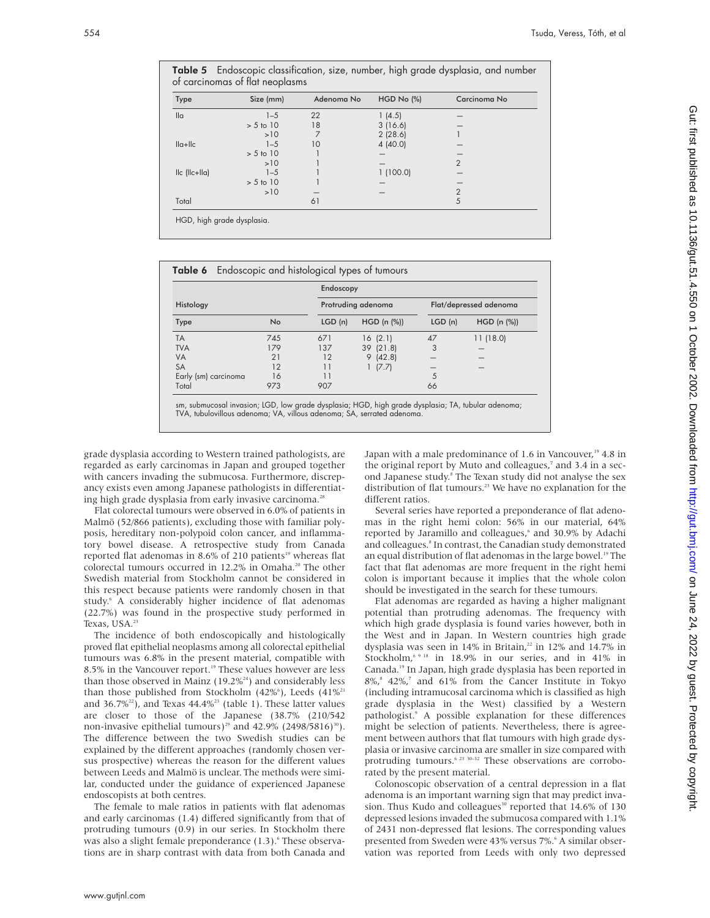**Table 5** Endoscopic classification, size, number, high grade dysplasia, and number of carcinomas of flat neoplasms

| Type | Size (mm) | Adenoma No | HGD No (%) | Carcinoma No |
|---|---|---|---|---|
| IIa | 1–5 | 22 | 1 (4.5) | – |
| | > 5 to 10 | 18 | 3 (16.6) | – |
| | >10 | 7 | 2 (28.6) | 1 |
| IIa+IIc | 1–5 | 10 | 4 (40.0) | – |
| | > 5 to 10 | 1 | – | – |
| | >10 | 1 | – | 2 |
| IIc (IIc+IIa) | 1–5 | 1 | 1 (100.0) | – |
| | > 5 to 10 | 1 | – | – |
| | >10 | – | – | 2 |
| Total | | 61 | | 5 |

HGD, high grade dysplasia.

**Table 6** Endoscopic and histological types of tumours

| Histology | | Endoscopy | | | |
|---|---|---|---|---|---|
| | | Protruding adenoma | | Flat/depressed adenoma | |
| Type | No | LGD (n) | HGD (n (%)) | LGD (n) | HGD (n (%)) |
| TA | 745 | 671 | 16 (2.1) | 47 | 11 (18.0) |
| TVA | 179 | 137 | 39 (21.8) | 3 | – |
| VA | 21 | 12 | 9 (42.8) | – | – |
| SA | 12 | 11 | 1 (7.7) | – | – |
| Early (sm) carcinoma | 16 | 11 | | 5 | |
| Total | 973 | 907 | | 66 | |

sm, submucosal invasion; LGD, low grade dysplasia; HGD, high grade dysplasia; TA, tubular adenoma; TVA, tubulovillous adenoma; VA, villous adenoma; SA, serrated adenoma.

grade dysplasia according to Western trained pathologists, are regarded as early carcinomas in Japan and grouped together with cancers invading the submucosa. Furthermore, discrepancy exists even among Japanese pathologists in differentiating high grade dysplasia from early invasive carcinoma.[28]

Flat colorectal tumours were observed in 6.0% of patients in Malmö (52/866 patients), excluding those with familiar polyposis, hereditary non-polypoid colon cancer, and inflammatory bowel disease. A retrospective study from Canada reported flat adenomas in 8.6% of 210 patients[19] whereas flat colorectal tumours occurred in 12.2% in Omaha.[20] The other Swedish material from Stockholm cannot be considered in this respect because patients were randomly chosen in that study.[6] A considerably higher incidence of flat adenomas (22.7%) was found in the prospective study performed in Texas, USA.[23]

The incidence of both endoscopically and histologically proved flat epithelial neoplasms among all colorectal epithelial tumours was 6.8% in the present material, compatible with 8.5% in the Vancouver report.[19] These values however are less than those observed in Mainz (19.2%[24]) and considerably less than those published from Stockholm (42%[6]), Leeds (41%[21] and 36.7%[22]), and Texas 44.4%[23] (table 1). These latter values are closer to those of the Japanese (38.7% (210/542 non-invasive epithelial tumours)[29] and 42.9% (2498/5816)[30]). The difference between the two Swedish studies can be explained by the different approaches (randomly chosen versus prospective) whereas the reason for the different values between Leeds and Malmö is unclear. The methods were similar, conducted under the guidance of experienced Japanese endoscopists at both centres.

The female to male ratios in patients with flat adenomas and early carcinomas (1.4) differed significantly from that of protruding tumours (0.9) in our series. In Stockholm there was also a slight female preponderance (1.3).[6] These observations are in sharp contrast with data from both Canada and Japan with a male predominance of 1.6 in Vancouver,[19] 4.8 in the original report by Muto and colleagues,[7] and 3.4 in a second Japanese study.[8] The Texan study did not analyse the sex distribution of flat tumours.[23] We have no explanation for the different ratios.

Several series have reported a preponderance of flat adenomas in the right hemi colon: 56% in our material, 64% reported by Jaramillo and colleagues,[6] and 30.9% by Adachi and colleagues.[8] In contrast, the Canadian study demonstrated an equal distribution of flat adenomas in the large bowel.[19] The fact that flat adenomas are more frequent in the right hemi colon is important because it implies that the whole colon should be investigated in the search for these tumours.

Flat adenomas are regarded as having a higher malignant potential than protruding adenomas. The frequency with which high grade dysplasia is found varies however, both in the West and in Japan. In Western countries high grade dysplasia was seen in 14% in Britain,[22] in 12% and 14.7% in Stockholm,[6 9 18] in 18.9% in our series, and in 41% in Canada.[19] In Japan, high grade dysplasia has been reported in 8%,[8] 42%,[7] and 61% from the Cancer Institute in Tokyo (including intramucosal carcinoma which is classified as high grade dysplasia in the West) classified by a Western pathologist.[9] A possible explanation for these differences might be selection of patients. Nevertheless, there is agreement between authors that flat tumours with high grade dysplasia or invasive carcinoma are smaller in size compared with protruding tumours.[6 23 30–32] These observations are corroborated by the present material.

Colonoscopic observation of a central depression in a flat adenoma is an important warning sign that may predict invasion. Thus Kudo and colleagues[30] reported that 14.6% of 130 depressed lesions invaded the submucosa compared with 1.1% of 2431 non-depressed flat lesions. The corresponding values presented from Sweden were 43% versus 7%.[6] A similar observation was reported from Leeds with only two depressed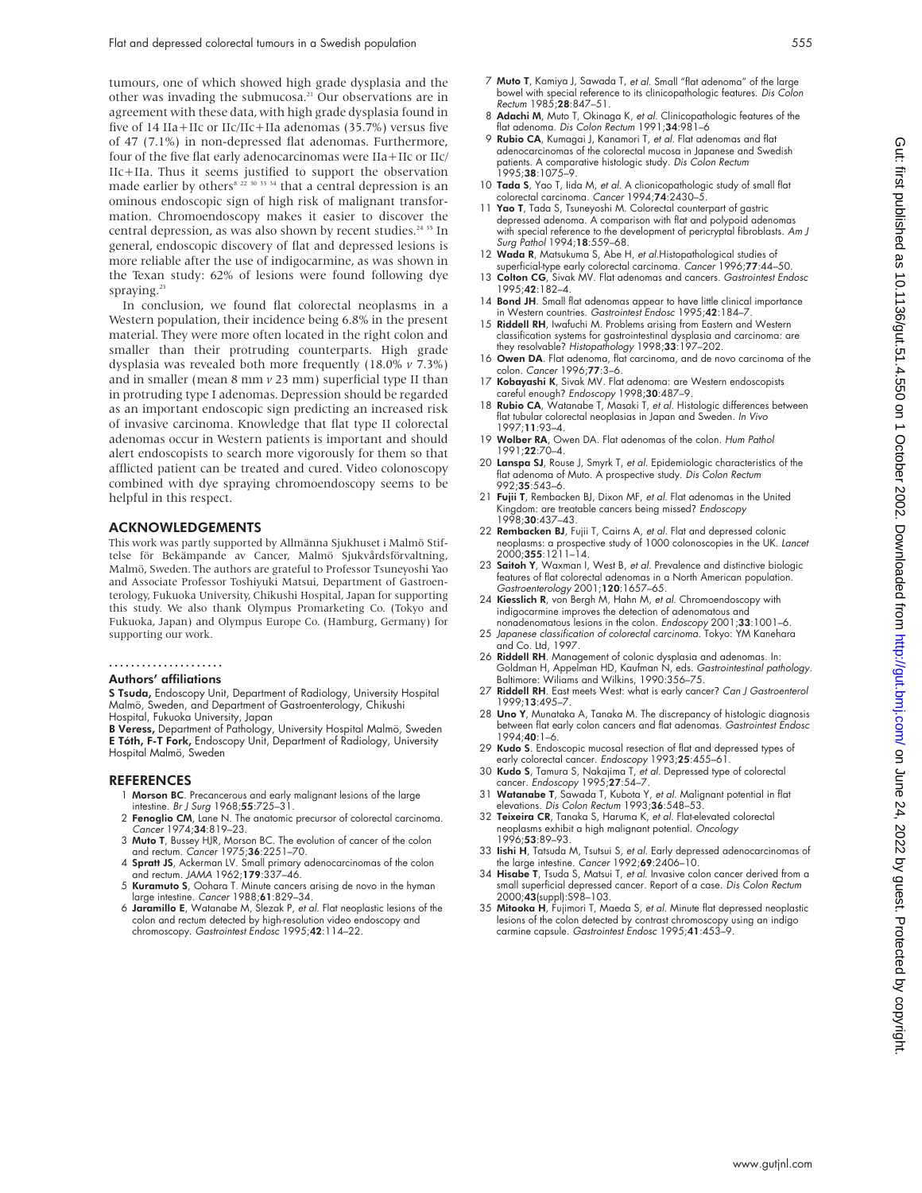tumours, one of which showed high grade dysplasia and the other was invading the submucosa.[21] Our observations are in agreement with these data, with high grade dysplasia found in five of 14 IIa+IIc or IIc/IIc+IIa adenomas (35.7%) versus five of 47 (7.1%) in non-depressed flat adenomas. Furthermore, four of the five flat early adenocarcinomas were IIa+IIc or IIc/IIc+IIa. Thus it seems justified to support the observation made earlier by others[8 22 30 33 34] that a central depression is an ominous endoscopic sign of high risk of malignant transformation. Chromoendoscopy makes it easier to discover the central depression, as was also shown by recent studies.[24 35] In general, endoscopic discovery of flat and depressed lesions is more reliable after the use of indigocarmine, as was shown in the Texan study: 62% of lesions were found following dye spraying.[23]

In conclusion, we found flat colorectal neoplasms in a Western population, their incidence being 6.8% in the present material. They were more often located in the right colon and smaller than their protruding counterparts. High grade dysplasia was revealed both more frequently (18.0% *v* 7.3%) and in smaller (mean 8 mm *v* 23 mm) superficial type II than in protruding type I adenomas. Depression should be regarded as an important endoscopic sign predicting an increased risk of invasive carcinoma. Knowledge that flat type II colorectal adenomas occur in Western patients is important and should alert endoscopists to search more vigorously for them so that afflicted patient can be treated and cured. Video colonoscopy combined with dye spraying chromoendoscopy seems to be helpful in this respect.

## ACKNOWLEDGEMENTS

This work was partly supported by Allmänna Sjukhuset i Malmö Stiftelse för Bekämpande av Cancer, Malmö Sjukvårdsförvaltning, Malmö, Sweden. The authors are grateful to Professor Tsuneyoshi Yao and Associate Professor Toshiyuki Matsui, Department of Gastroenterology, Fukuoka University, Chikushi Hospital, Japan for supporting this study. We also thank Olympus Promarketing Co. (Tokyo and Fukuoka, Japan) and Olympus Europe Co. (Hamburg, Germany) for supporting our work.

### Authors' affiliations

**S Tsuda,** Endoscopy Unit, Department of Radiology, University Hospital Malmö, Sweden, and Department of Gastroenterology, Chikushi Hospital, Fukuoka University, Japan
**B Veress,** Department of Pathology, University Hospital Malmö, Sweden
**E Tóth, F-T Fork,** Endoscopy Unit, Department of Radiology, University Hospital Malmö, Sweden

## REFERENCES

1. **Morson BC**. Precancerous and early malignant lesions of the large intestine. *Br J Surg* 1968;**55**:725–31.
2. **Fenoglio CM**, Lane N. The anatomic precursor of colorectal carcinoma. *Cancer* 1974;**34**:819–23.
3. **Muto T**, Bussey HJR, Morson BC. The evolution of cancer of the colon and rectum. *Cancer* 1975;**36**:2251–70.
4. **Spratt JS**, Ackerman LV. Small primary adenocarcinomas of the colon and rectum. *JAMA* 1962;**179**:337–46.
5. **Kuramoto S**, Oohara T. Minute cancers arising de novo in the hyman large intestine. *Cancer* 1988;**61**:829–34.
6. **Jaramillo E**, Watanabe M, Slezak P, *et al*. Flat neoplastic lesions of the colon and rectum detected by high-resolution video endoscopy and chromoscopy. *Gastrointest Endosc* 1995;**42**:114–22.
7. **Muto T**, Kamiya J, Sawada T, *et al*. Small "flat adenoma" of the large bowel with special reference to its clinicopathologic features. *Dis Colon Rectum* 1985;**28**:847–51.
8. **Adachi M**, Muto T, Okinaga K, *et al*. Clinicopathologic features of the flat adenoma. *Dis Colon Rectum* 1991;**34**:981–6
9. **Rubio CA**, Kumagai J, Kanamori T, *et al*. Flat adenomas and flat adenocarcinomas of the colorectal mucosa in Japanese and Swedish patients. A comparative histologic study. *Dis Colon Rectum* 1995;**38**:1075–9.
10. **Tada S**, Yao T, Iida M, *et al*. A clionicopathologic study of small flat colorectal carcinoma. *Cancer* 1994;**74**:2430–5.
11. **Yao T**, Tada S, Tsuneyoshi M. Colorectal counterpart of gastric depressed adenoma. A comparison with flat and polypoid adenomas with special reference to the development of pericryptal fibroblasts. *Am J Surg Pathol* 1994;**18**:559–68.
12. **Wada R**, Matsukuma S, Abe H, *et al*.Histopathological studies of superficial-type early colorectal carcinoma. *Cancer* 1996;**77**:44–50.
13. **Colton CG**, Sivak MV. Flat adenomas and cancers. *Gastrointest Endosc* 1995;**42**:182–4.
14. **Bond JH**. Small flat adenomas appear to have little clinical importance in Western countries. *Gastrointest Endosc* 1995;**42**:184–7.
15. **Riddell RH**, Iwafuchi M. Problems arising from Eastern and Western classification systems for gastrointestinal dysplasia and carcinoma: are they resolvable? *Histopathology* 1998;**33**:197–202.
16. **Owen DA**. Flat adenoma, flat carcinoma, and de novo carcinoma of the colon. *Cancer* 1996;**77**:3–6.
17. **Kobayashi K**, Sivak MV. Flat adenoma: are Western endoscopists careful enough? *Endoscopy* 1998;**30**:487–9.
18. **Rubio CA**, Watanabe T, Masaki T, *et al*. Histologic differences between flat tubular colorectal neoplasias in Japan and Sweden. *In Vivo* 1997;**11**:93–4.
19. **Wolber RA**, Owen DA. Flat adenomas of the colon. *Hum Pathol* 1991;**22**:70–4.
20. **Lanspa SJ**, Rouse J, Smyrk T, *et al*. Epidemiologic characteristics of the flat adenoma of Muto. A prospective study. *Dis Colon Rectum* 992;**35**:543–6.
21. **Fujii T**, Rembacken BJ, Dixon MF, *et al*. Flat adenomas in the United Kingdom: are treatable cancers being missed? *Endoscopy* 1998;**30**:437–43.
22. **Rembacken BJ**, Fujii T, Cairns A, *et al*. Flat and depressed colonic neoplasms: a prospective study of 1000 colonoscopies in the UK. *Lancet* 2000;**355**:1211–14.
23. **Saitoh Y**, Waxman I, West B, *et al*. Prevalence and distinctive biologic features of flat colorectal adenomas in a North American population. *Gastroenterology* 2001;**120**:1657–65.
24. **Kiesslich R**, von Bergh M, Hahn M, *et al*. Chromoendoscopy with indigocarmine improves the detection of adenomatous and nonadenomatous lesions in the colon. *Endoscopy* 2001;**33**:1001–6.
25. *Japanese classification of colorectal carcinoma*. Tokyo: YM Kanehara and Co. Ltd, 1997.
26. **Riddell RH**. Management of colonic dysplasia and adenomas. In: Goldman H, Appelman HD, Kaufman N, eds. *Gastrointestinal pathology*. Baltimore: Wiliams and Wilkins, 1990:356–75.
27. **Riddell RH**. East meets West: what is early cancer? *Can J Gastroenterol* 1999;**13**:495–7.
28. **Uno Y**, Munataka A, Tanaka M. The discrepancy of histologic diagnosis between flat early colon cancers and flat adenomas. *Gastrointest Endosc* 1994;**40**:1–6.
29. **Kudo S**. Endoscopic mucosal resection of flat and depressed types of early colorectal cancer. *Endoscopy* 1993;**25**:455–61.
30. **Kudo S**, Tamura S, Nakajima T, *et al*. Depressed type of colorectal cancer. *Endoscopy* 1995;**27**:54–7.
31. **Watanabe T**, Sawada T, Kubota Y, *et al*. Malignant potential in flat elevations. *Dis Colon Rectum* 1993;**36**:548–53.
32. **Teixeira CR**, Tanaka S, Haruma K, *et al*. Flat-elevated colorectal neoplasms exhibit a high malignant potential. *Oncology* 1996;**53**:89–93.
33. **Iishi H**, Tatsuda M, Tsutsui S, *et al*. Early depressed adenocarcinomas of the large intestine. *Cancer* 1992;**69**:2406–10.
34. **Hisabe T**, Tsuda S, Matsui T, *et al*. Invasive colon cancer derived from a small superficial depressed cancer. Report of a case. *Dis Colon Rectum* 2000;**43**(suppl):S98–103.
35. **Mitooka H**, Fujimori T, Maeda S, *et al*. Minute flat depressed neoplastic lesions of the colon detected by contrast chromoscopy using an indigo carmine capsule. *Gastrointest Endosc* 1995;**41**:453–9.